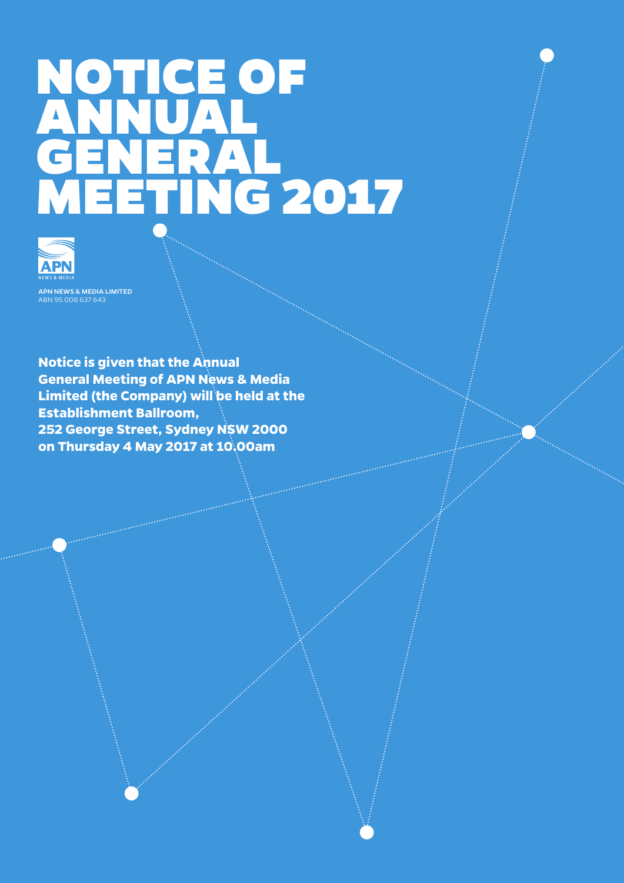# NOTICE OF ANNUAL GENERAL MEETING 2017

APN NEWS & MEDIA LIMITED
ABN 95 008 637 643

**Notice is given that the Annual General Meeting of APN News & Media Limited (the Company) will be held at the Establishment Ballroom, 252 George Street, Sydney NSW 2000 on Thursday 4 May 2017 at 10.00am**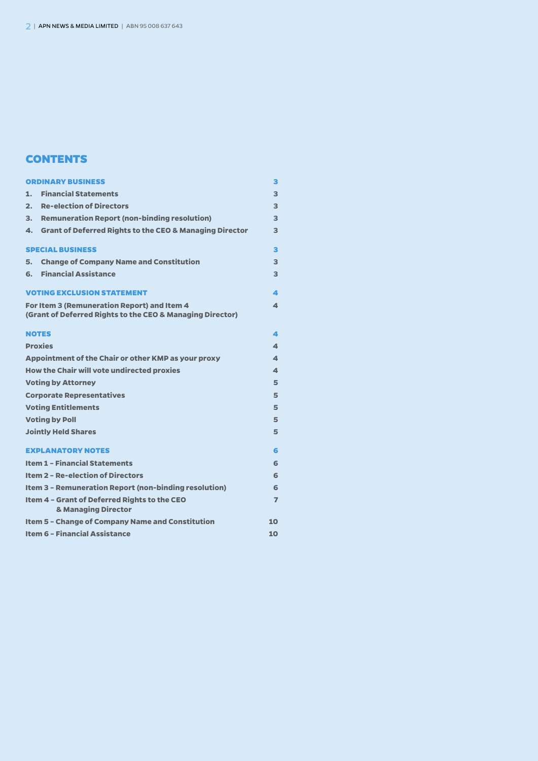# CONTENTS

| | |
|---|---|
| **ORDINARY BUSINESS** | **3** |
| **1. Financial Statements** | **3** |
| **2. Re-election of Directors** | **3** |
| **3. Remuneration Report (non-binding resolution)** | **3** |
| **4. Grant of Deferred Rights to the CEO & Managing Director** | **3** |
| **SPECIAL BUSINESS** | **3** |
| **5. Change of Company Name and Constitution** | **3** |
| **6. Financial Assistance** | **3** |
| **VOTING EXCLUSION STATEMENT** | **4** |
| **For Item 3 (Remuneration Report) and Item 4 (Grant of Deferred Rights to the CEO & Managing Director)** | **4** |
| **NOTES** | **4** |
| **Proxies** | **4** |
| **Appointment of the Chair or other KMP as your proxy** | **4** |
| **How the Chair will vote undirected proxies** | **4** |
| **Voting by Attorney** | **5** |
| **Corporate Representatives** | **5** |
| **Voting Entitlements** | **5** |
| **Voting by Poll** | **5** |
| **Jointly Held Shares** | **5** |
| **EXPLANATORY NOTES** | **6** |
| **Item 1 – Financial Statements** | **6** |
| **Item 2 – Re-election of Directors** | **6** |
| **Item 3 – Remuneration Report (non-binding resolution)** | **6** |
| **Item 4 – Grant of Deferred Rights to the CEO & Managing Director** | **7** |
| **Item 5 – Change of Company Name and Constitution** | **10** |
| **Item 6 – Financial Assistance** | **10** |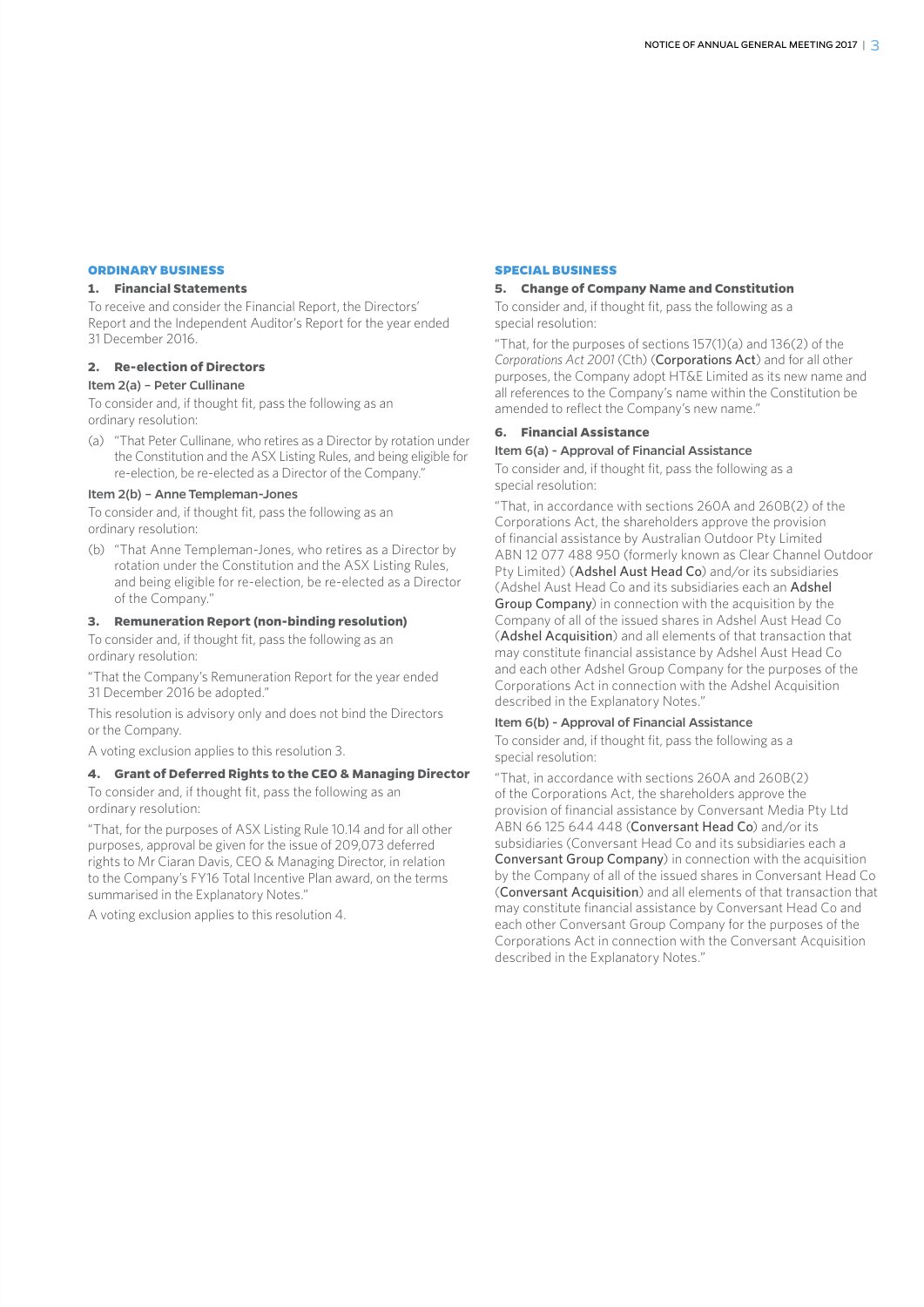## ORDINARY BUSINESS

### 1. Financial Statements

To receive and consider the Financial Report, the Directors' Report and the Independent Auditor's Report for the year ended 31 December 2016.

### 2. Re-election of Directors

#### Item 2(a) – Peter Cullinane

To consider and, if thought fit, pass the following as an ordinary resolution:

(a) "That Peter Cullinane, who retires as a Director by rotation under the Constitution and the ASX Listing Rules, and being eligible for re-election, be re-elected as a Director of the Company."

#### Item 2(b) – Anne Templeman-Jones

To consider and, if thought fit, pass the following as an ordinary resolution:

(b) "That Anne Templeman-Jones, who retires as a Director by rotation under the Constitution and the ASX Listing Rules, and being eligible for re-election, be re-elected as a Director of the Company."

### 3. Remuneration Report (non-binding resolution)

To consider and, if thought fit, pass the following as an ordinary resolution:

"That the Company's Remuneration Report for the year ended 31 December 2016 be adopted."

This resolution is advisory only and does not bind the Directors or the Company.

A voting exclusion applies to this resolution 3.

### 4. Grant of Deferred Rights to the CEO & Managing Director

To consider and, if thought fit, pass the following as an ordinary resolution:

"That, for the purposes of ASX Listing Rule 10.14 and for all other purposes, approval be given for the issue of 209,073 deferred rights to Mr Ciaran Davis, CEO & Managing Director, in relation to the Company's FY16 Total Incentive Plan award, on the terms summarised in the Explanatory Notes."

A voting exclusion applies to this resolution 4.

## SPECIAL BUSINESS

### 5. Change of Company Name and Constitution

To consider and, if thought fit, pass the following as a special resolution:

"That, for the purposes of sections 157(1)(a) and 136(2) of the *Corporations Act 2001* (Cth) (**Corporations Act**) and for all other purposes, the Company adopt HT&E Limited as its new name and all references to the Company's name within the Constitution be amended to reflect the Company's new name."

### 6. Financial Assistance

#### Item 6(a) - Approval of Financial Assistance

To consider and, if thought fit, pass the following as a special resolution:

"That, in accordance with sections 260A and 260B(2) of the Corporations Act, the shareholders approve the provision of financial assistance by Australian Outdoor Pty Limited ABN 12 077 488 950 (formerly known as Clear Channel Outdoor Pty Limited) (**Adshel Aust Head Co**) and/or its subsidiaries (Adshel Aust Head Co and its subsidiaries each an **Adshel Group Company**) in connection with the acquisition by the Company of all of the issued shares in Adshel Aust Head Co (**Adshel Acquisition**) and all elements of that transaction that may constitute financial assistance by Adshel Aust Head Co and each other Adshel Group Company for the purposes of the Corporations Act in connection with the Adshel Acquisition described in the Explanatory Notes."

#### Item 6(b) - Approval of Financial Assistance

To consider and, if thought fit, pass the following as a special resolution:

"That, in accordance with sections 260A and 260B(2) of the Corporations Act, the shareholders approve the provision of financial assistance by Conversant Media Pty Ltd ABN 66 125 644 448 (**Conversant Head Co**) and/or its subsidiaries (Conversant Head Co and its subsidiaries each a **Conversant Group Company**) in connection with the acquisition by the Company of all of the issued shares in Conversant Head Co (**Conversant Acquisition**) and all elements of that transaction that may constitute financial assistance by Conversant Head Co and each other Conversant Group Company for the purposes of the Corporations Act in connection with the Conversant Acquisition described in the Explanatory Notes."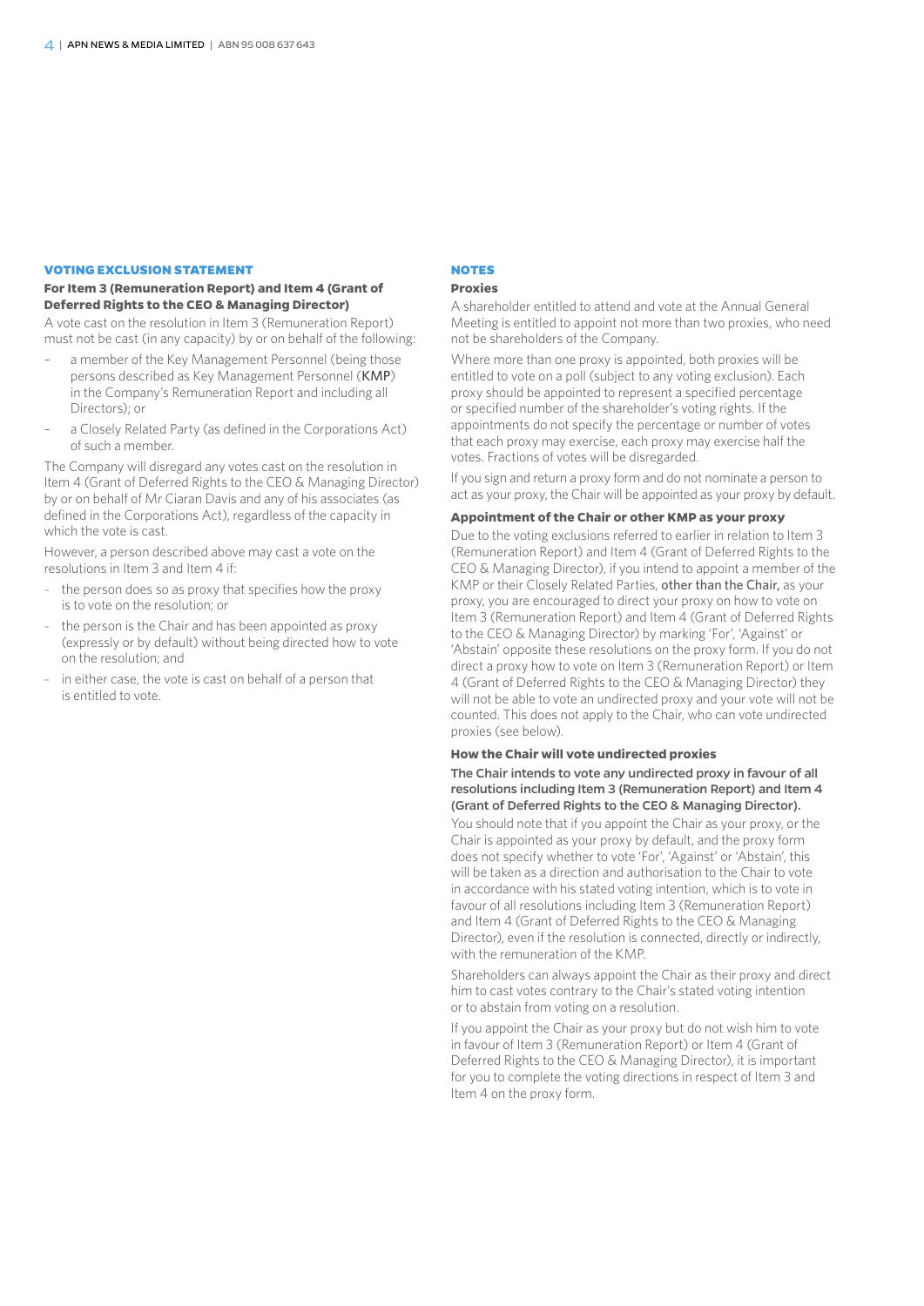## VOTING EXCLUSION STATEMENT

### For Item 3 (Remuneration Report) and Item 4 (Grant of Deferred Rights to the CEO & Managing Director)

A vote cast on the resolution in Item 3 (Remuneration Report) must not be cast (in any capacity) by or on behalf of the following:

- a member of the Key Management Personnel (being those persons described as Key Management Personnel (KMP) in the Company's Remuneration Report and including all Directors); or
- a Closely Related Party (as defined in the Corporations Act) of such a member.

The Company will disregard any votes cast on the resolution in Item 4 (Grant of Deferred Rights to the CEO & Managing Director) by or on behalf of Mr Ciaran Davis and any of his associates (as defined in the Corporations Act), regardless of the capacity in which the vote is cast.

However, a person described above may cast a vote on the resolutions in Item 3 and Item 4 if:

- the person does so as proxy that specifies how the proxy is to vote on the resolution; or
- the person is the Chair and has been appointed as proxy (expressly or by default) without being directed how to vote on the resolution; and
- in either case, the vote is cast on behalf of a person that is entitled to vote.

## NOTES

### Proxies

A shareholder entitled to attend and vote at the Annual General Meeting is entitled to appoint not more than two proxies, who need not be shareholders of the Company.

Where more than one proxy is appointed, both proxies will be entitled to vote on a poll (subject to any voting exclusion). Each proxy should be appointed to represent a specified percentage or specified number of the shareholder's voting rights. If the appointments do not specify the percentage or number of votes that each proxy may exercise, each proxy may exercise half the votes. Fractions of votes will be disregarded.

If you sign and return a proxy form and do not nominate a person to act as your proxy, the Chair will be appointed as your proxy by default.

### Appointment of the Chair or other KMP as your proxy

Due to the voting exclusions referred to earlier in relation to Item 3 (Remuneration Report) and Item 4 (Grant of Deferred Rights to the CEO & Managing Director), if you intend to appoint a member of the KMP or their Closely Related Parties, other than the Chair, as your proxy, you are encouraged to direct your proxy on how to vote on Item 3 (Remuneration Report) and Item 4 (Grant of Deferred Rights to the CEO & Managing Director) by marking 'For', 'Against' or 'Abstain' opposite these resolutions on the proxy form. If you do not direct a proxy how to vote on Item 3 (Remuneration Report) or Item 4 (Grant of Deferred Rights to the CEO & Managing Director) they will not be able to vote an undirected proxy and your vote will not be counted. This does not apply to the Chair, who can vote undirected proxies (see below).

### How the Chair will vote undirected proxies

**The Chair intends to vote any undirected proxy in favour of all resolutions including Item 3 (Remuneration Report) and Item 4 (Grant of Deferred Rights to the CEO & Managing Director).**

You should note that if you appoint the Chair as your proxy, or the Chair is appointed as your proxy by default, and the proxy form does not specify whether to vote 'For', 'Against' or 'Abstain', this will be taken as a direction and authorisation to the Chair to vote in accordance with his stated voting intention, which is to vote in favour of all resolutions including Item 3 (Remuneration Report) and Item 4 (Grant of Deferred Rights to the CEO & Managing Director), even if the resolution is connected, directly or indirectly, with the remuneration of the KMP.

Shareholders can always appoint the Chair as their proxy and direct him to cast votes contrary to the Chair's stated voting intention or to abstain from voting on a resolution.

If you appoint the Chair as your proxy but do not wish him to vote in favour of Item 3 (Remuneration Report) or Item 4 (Grant of Deferred Rights to the CEO & Managing Director), it is important for you to complete the voting directions in respect of Item 3 and Item 4 on the proxy form.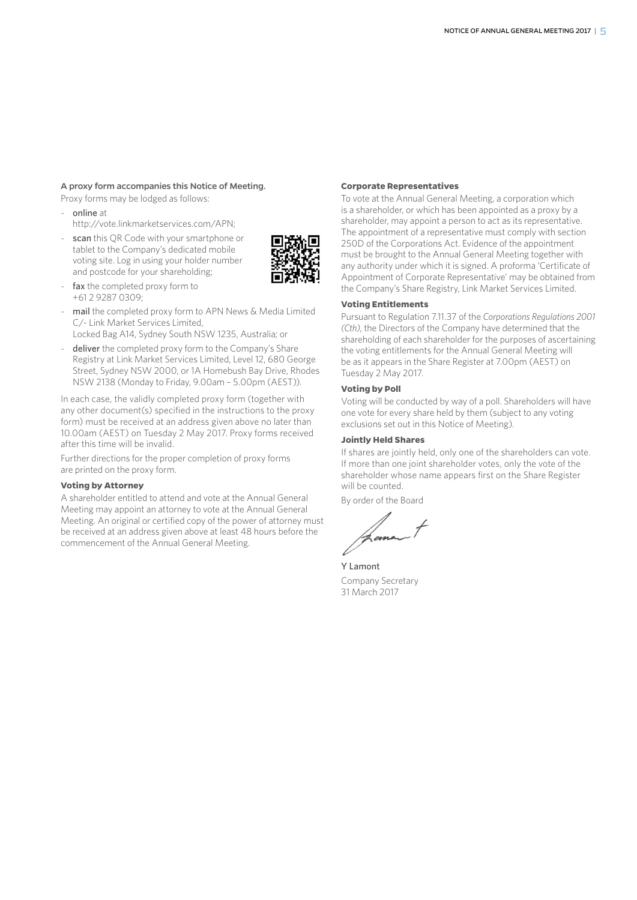**A proxy form accompanies this Notice of Meeting.**

Proxy forms may be lodged as follows:

- **online** at http://vote.linkmarketservices.com/APN;
- **scan** this QR Code with your smartphone or tablet to the Company's dedicated mobile voting site. Log in using your holder number and postcode for your shareholding;
- **fax** the completed proxy form to +61 2 9287 0309;
- **mail** the completed proxy form to APN News & Media Limited C/- Link Market Services Limited, Locked Bag A14, Sydney South NSW 1235, Australia; or
- **deliver** the completed proxy form to the Company's Share Registry at Link Market Services Limited, Level 12, 680 George Street, Sydney NSW 2000, or 1A Homebush Bay Drive, Rhodes NSW 2138 (Monday to Friday, 9.00am – 5.00pm (AEST)).

In each case, the validly completed proxy form (together with any other document(s) specified in the instructions to the proxy form) must be received at an address given above no later than 10.00am (AEST) on Tuesday 2 May 2017. Proxy forms received after this time will be invalid.

Further directions for the proper completion of proxy forms are printed on the proxy form.

### Voting by Attorney

A shareholder entitled to attend and vote at the Annual General Meeting may appoint an attorney to vote at the Annual General Meeting. An original or certified copy of the power of attorney must be received at an address given above at least 48 hours before the commencement of the Annual General Meeting.

### Corporate Representatives

To vote at the Annual General Meeting, a corporation which is a shareholder, or which has been appointed as a proxy by a shareholder, may appoint a person to act as its representative. The appointment of a representative must comply with section 250D of the Corporations Act. Evidence of the appointment must be brought to the Annual General Meeting together with any authority under which it is signed. A proforma 'Certificate of Appointment of Corporate Representative' may be obtained from the Company's Share Registry, Link Market Services Limited.

### Voting Entitlements

Pursuant to Regulation 7.11.37 of the *Corporations Regulations 2001 (Cth)*, the Directors of the Company have determined that the shareholding of each shareholder for the purposes of ascertaining the voting entitlements for the Annual General Meeting will be as it appears in the Share Register at 7.00pm (AEST) on Tuesday 2 May 2017.

### Voting by Poll

Voting will be conducted by way of a poll. Shareholders will have one vote for every share held by them (subject to any voting exclusions set out in this Notice of Meeting).

### Jointly Held Shares

If shares are jointly held, only one of the shareholders can vote. If more than one joint shareholder votes, only the vote of the shareholder whose name appears first on the Share Register will be counted.

By order of the Board

Y Lamont
Company Secretary
31 March 2017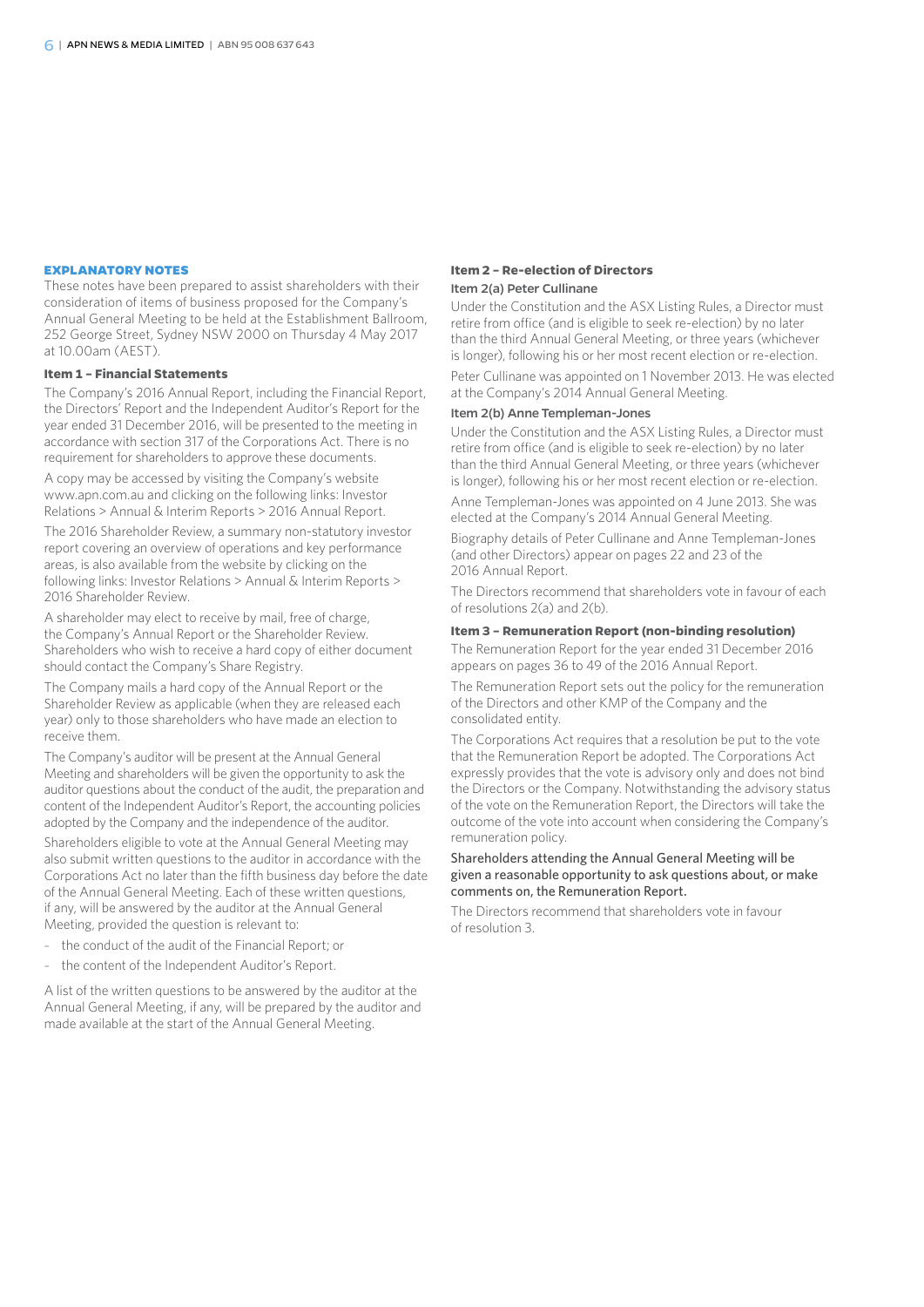## EXPLANATORY NOTES

These notes have been prepared to assist shareholders with their consideration of items of business proposed for the Company's Annual General Meeting to be held at the Establishment Ballroom, 252 George Street, Sydney NSW 2000 on Thursday 4 May 2017 at 10.00am (AEST).

### Item 1 – Financial Statements

The Company's 2016 Annual Report, including the Financial Report, the Directors' Report and the Independent Auditor's Report for the year ended 31 December 2016, will be presented to the meeting in accordance with section 317 of the Corporations Act. There is no requirement for shareholders to approve these documents.

A copy may be accessed by visiting the Company's website www.apn.com.au and clicking on the following links: Investor Relations > Annual & Interim Reports > 2016 Annual Report.

The 2016 Shareholder Review, a summary non-statutory investor report covering an overview of operations and key performance areas, is also available from the website by clicking on the following links: Investor Relations > Annual & Interim Reports > 2016 Shareholder Review.

A shareholder may elect to receive by mail, free of charge, the Company's Annual Report or the Shareholder Review. Shareholders who wish to receive a hard copy of either document should contact the Company's Share Registry.

The Company mails a hard copy of the Annual Report or the Shareholder Review as applicable (when they are released each year) only to those shareholders who have made an election to receive them.

The Company's auditor will be present at the Annual General Meeting and shareholders will be given the opportunity to ask the auditor questions about the conduct of the audit, the preparation and content of the Independent Auditor's Report, the accounting policies adopted by the Company and the independence of the auditor.

Shareholders eligible to vote at the Annual General Meeting may also submit written questions to the auditor in accordance with the Corporations Act no later than the fifth business day before the date of the Annual General Meeting. Each of these written questions, if any, will be answered by the auditor at the Annual General Meeting, provided the question is relevant to:

- the conduct of the audit of the Financial Report; or
- the content of the Independent Auditor's Report.

A list of the written questions to be answered by the auditor at the Annual General Meeting, if any, will be prepared by the auditor and made available at the start of the Annual General Meeting.

### Item 2 – Re-election of Directors

#### Item 2(a) Peter Cullinane

Under the Constitution and the ASX Listing Rules, a Director must retire from office (and is eligible to seek re-election) by no later than the third Annual General Meeting, or three years (whichever is longer), following his or her most recent election or re-election.

Peter Cullinane was appointed on 1 November 2013. He was elected at the Company's 2014 Annual General Meeting.

#### Item 2(b) Anne Templeman-Jones

Under the Constitution and the ASX Listing Rules, a Director must retire from office (and is eligible to seek re-election) by no later than the third Annual General Meeting, or three years (whichever is longer), following his or her most recent election or re-election.

Anne Templeman-Jones was appointed on 4 June 2013. She was elected at the Company's 2014 Annual General Meeting.

Biography details of Peter Cullinane and Anne Templeman-Jones (and other Directors) appear on pages 22 and 23 of the 2016 Annual Report.

The Directors recommend that shareholders vote in favour of each of resolutions 2(a) and 2(b).

### Item 3 – Remuneration Report (non-binding resolution)

The Remuneration Report for the year ended 31 December 2016 appears on pages 36 to 49 of the 2016 Annual Report.

The Remuneration Report sets out the policy for the remuneration of the Directors and other KMP of the Company and the consolidated entity.

The Corporations Act requires that a resolution be put to the vote that the Remuneration Report be adopted. The Corporations Act expressly provides that the vote is advisory only and does not bind the Directors or the Company. Notwithstanding the advisory status of the vote on the Remuneration Report, the Directors will take the outcome of the vote into account when considering the Company's remuneration policy.

Shareholders attending the Annual General Meeting will be given a reasonable opportunity to ask questions about, or make comments on, the Remuneration Report.

The Directors recommend that shareholders vote in favour of resolution 3.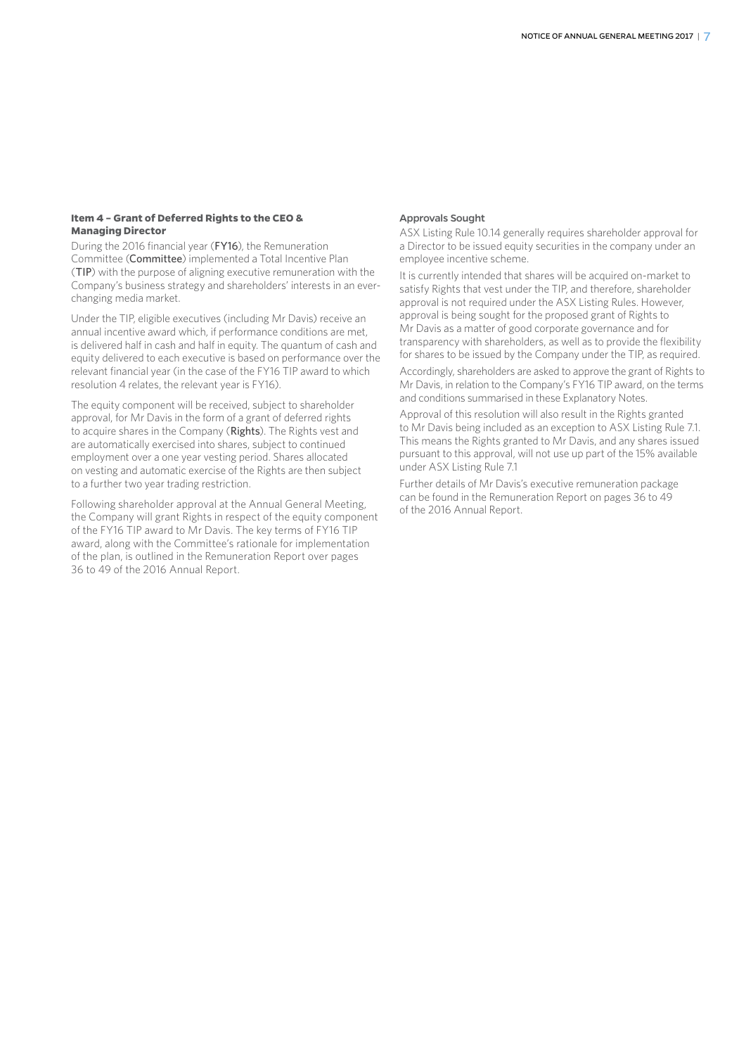### Item 4 – Grant of Deferred Rights to the CEO & Managing Director

During the 2016 financial year (**FY16**), the Remuneration Committee (**Committee**) implemented a Total Incentive Plan (**TIP**) with the purpose of aligning executive remuneration with the Company's business strategy and shareholders' interests in an ever-changing media market.

Under the TIP, eligible executives (including Mr Davis) receive an annual incentive award which, if performance conditions are met, is delivered half in cash and half in equity. The quantum of cash and equity delivered to each executive is based on performance over the relevant financial year (in the case of the FY16 TIP award to which resolution 4 relates, the relevant year is FY16).

The equity component will be received, subject to shareholder approval, for Mr Davis in the form of a grant of deferred rights to acquire shares in the Company (**Rights**). The Rights vest and are automatically exercised into shares, subject to continued employment over a one year vesting period. Shares allocated on vesting and automatic exercise of the Rights are then subject to a further two year trading restriction.

Following shareholder approval at the Annual General Meeting, the Company will grant Rights in respect of the equity component of the FY16 TIP award to Mr Davis. The key terms of FY16 TIP award, along with the Committee's rationale for implementation of the plan, is outlined in the Remuneration Report over pages 36 to 49 of the 2016 Annual Report.

#### Approvals Sought

ASX Listing Rule 10.14 generally requires shareholder approval for a Director to be issued equity securities in the company under an employee incentive scheme.

It is currently intended that shares will be acquired on-market to satisfy Rights that vest under the TIP, and therefore, shareholder approval is not required under the ASX Listing Rules. However, approval is being sought for the proposed grant of Rights to Mr Davis as a matter of good corporate governance and for transparency with shareholders, as well as to provide the flexibility for shares to be issued by the Company under the TIP, as required.

Accordingly, shareholders are asked to approve the grant of Rights to Mr Davis, in relation to the Company's FY16 TIP award, on the terms and conditions summarised in these Explanatory Notes.

Approval of this resolution will also result in the Rights granted to Mr Davis being included as an exception to ASX Listing Rule 7.1. This means the Rights granted to Mr Davis, and any shares issued pursuant to this approval, will not use up part of the 15% available under ASX Listing Rule 7.1

Further details of Mr Davis's executive remuneration package can be found in the Remuneration Report on pages 36 to 49 of the 2016 Annual Report.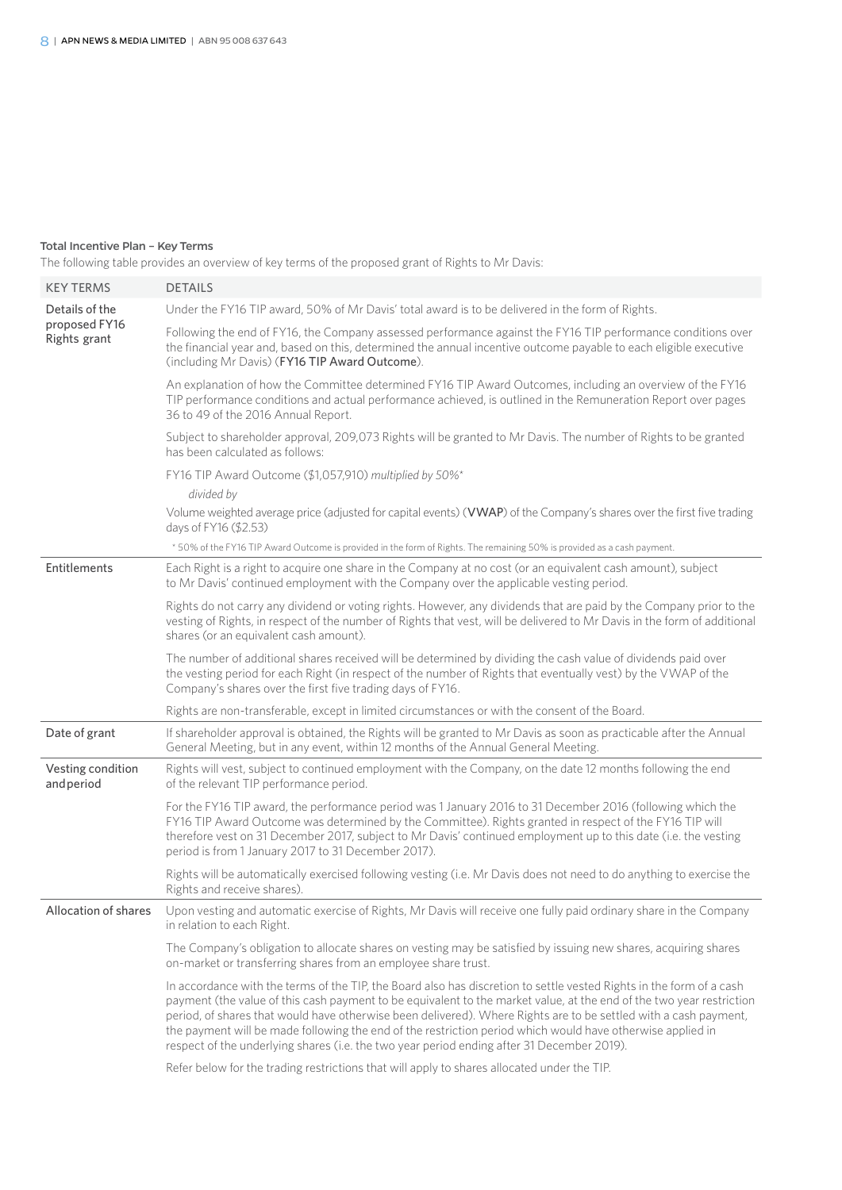**Total Incentive Plan – Key Terms**

The following table provides an overview of key terms of the proposed grant of Rights to Mr Davis:

| KEY TERMS | DETAILS |
|---|---|
| Details of the proposed FY16 Rights grant | Under the FY16 TIP award, 50% of Mr Davis' total award is to be delivered in the form of Rights.<br><br>Following the end of FY16, the Company assessed performance against the FY16 TIP performance conditions over the financial year and, based on this, determined the annual incentive outcome payable to each eligible executive (including Mr Davis) (**FY16 TIP Award Outcome**).<br><br>An explanation of how the Committee determined FY16 TIP Award Outcomes, including an overview of the FY16 TIP performance conditions and actual performance achieved, is outlined in the Remuneration Report over pages 36 to 49 of the 2016 Annual Report.<br><br>Subject to shareholder approval, 209,073 Rights will be granted to Mr Davis. The number of Rights to be granted has been calculated as follows:<br><br>FY16 TIP Award Outcome ($1,057,910) *multiplied by 50%\**<br>*divided by*<br>Volume weighted average price (adjusted for capital events) (**VWAP**) of the Company's shares over the first five trading days of FY16 ($2.53)<br><br>\* 50% of the FY16 TIP Award Outcome is provided in the form of Rights. The remaining 50% is provided as a cash payment. |
| Entitlements | Each Right is a right to acquire one share in the Company at no cost (or an equivalent cash amount), subject to Mr Davis' continued employment with the Company over the applicable vesting period.<br><br>Rights do not carry any dividend or voting rights. However, any dividends that are paid by the Company prior to the vesting of Rights, in respect of the number of Rights that vest, will be delivered to Mr Davis in the form of additional shares (or an equivalent cash amount).<br><br>The number of additional shares received will be determined by dividing the cash value of dividends paid over the vesting period for each Right (in respect of the number of Rights that eventually vest) by the VWAP of the Company's shares over the first five trading days of FY16.<br><br>Rights are non-transferable, except in limited circumstances or with the consent of the Board. |
| Date of grant | If shareholder approval is obtained, the Rights will be granted to Mr Davis as soon as practicable after the Annual General Meeting, but in any event, within 12 months of the Annual General Meeting. |
| Vesting condition and period | Rights will vest, subject to continued employment with the Company, on the date 12 months following the end of the relevant TIP performance period.<br><br>For the FY16 TIP award, the performance period was 1 January 2016 to 31 December 2016 (following which the FY16 TIP Award Outcome was determined by the Committee). Rights granted in respect of the FY16 TIP will therefore vest on 31 December 2017, subject to Mr Davis' continued employment up to this date (i.e. the vesting period is from 1 January 2017 to 31 December 2017).<br><br>Rights will be automatically exercised following vesting (i.e. Mr Davis does not need to do anything to exercise the Rights and receive shares). |
| Allocation of shares | Upon vesting and automatic exercise of Rights, Mr Davis will receive one fully paid ordinary share in the Company in relation to each Right.<br><br>The Company's obligation to allocate shares on vesting may be satisfied by issuing new shares, acquiring shares on-market or transferring shares from an employee share trust.<br><br>In accordance with the terms of the TIP, the Board also has discretion to settle vested Rights in the form of a cash payment (the value of this cash payment to be equivalent to the market value, at the end of the two year restriction period, of shares that would have otherwise been delivered). Where Rights are to be settled with a cash payment, the payment will be made following the end of the restriction period which would have otherwise applied in respect of the underlying shares (i.e. the two year period ending after 31 December 2019).<br><br>Refer below for the trading restrictions that will apply to shares allocated under the TIP. |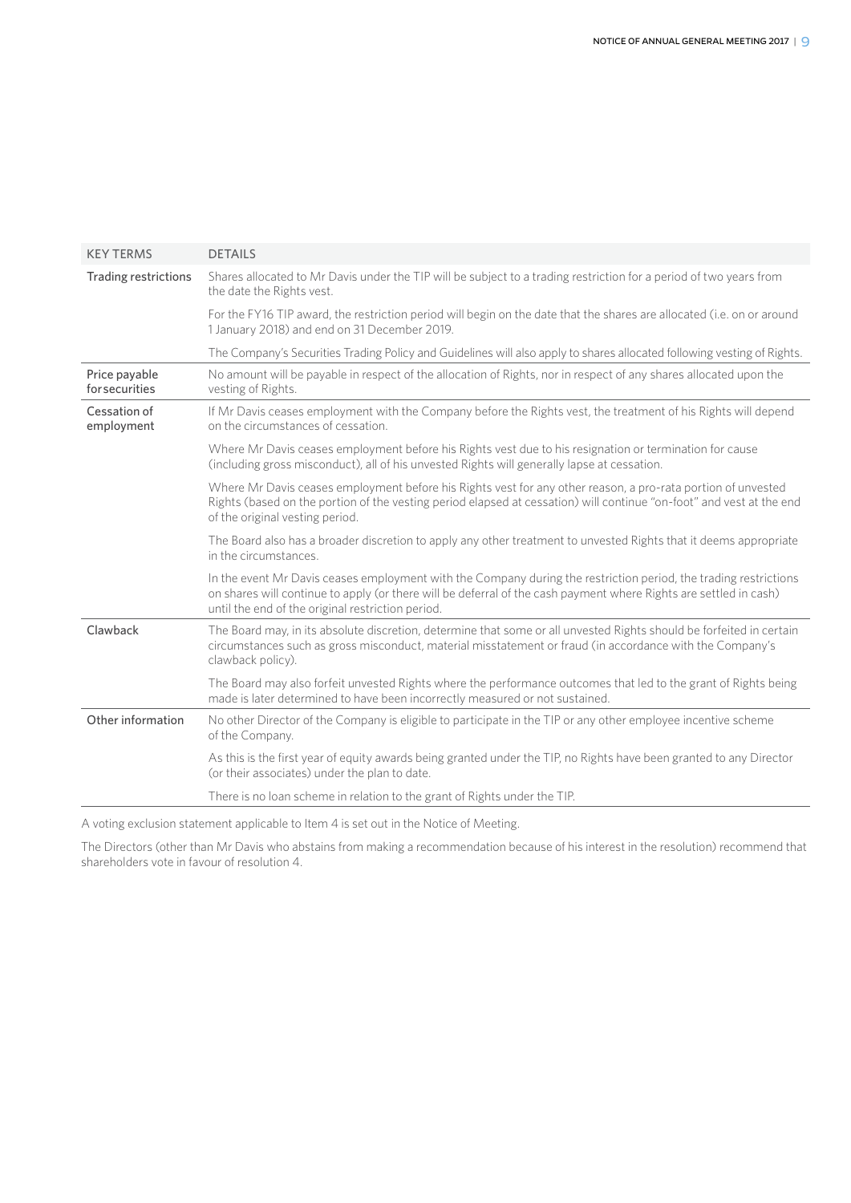| KEY TERMS | DETAILS |
|---|---|
| Trading restrictions | Shares allocated to Mr Davis under the TIP will be subject to a trading restriction for a period of two years from the date the Rights vest. |
| | For the FY16 TIP award, the restriction period will begin on the date that the shares are allocated (i.e. on or around 1 January 2018) and end on 31 December 2019. |
| | The Company's Securities Trading Policy and Guidelines will also apply to shares allocated following vesting of Rights. |
| Price payable for securities | No amount will be payable in respect of the allocation of Rights, nor in respect of any shares allocated upon the vesting of Rights. |
| Cessation of employment | If Mr Davis ceases employment with the Company before the Rights vest, the treatment of his Rights will depend on the circumstances of cessation. |
| | Where Mr Davis ceases employment before his Rights vest due to his resignation or termination for cause (including gross misconduct), all of his unvested Rights will generally lapse at cessation. |
| | Where Mr Davis ceases employment before his Rights vest for any other reason, a pro-rata portion of unvested Rights (based on the portion of the vesting period elapsed at cessation) will continue "on-foot" and vest at the end of the original vesting period. |
| | The Board also has a broader discretion to apply any other treatment to unvested Rights that it deems appropriate in the circumstances. |
| | In the event Mr Davis ceases employment with the Company during the restriction period, the trading restrictions on shares will continue to apply (or there will be deferral of the cash payment where Rights are settled in cash) until the end of the original restriction period. |
| Clawback | The Board may, in its absolute discretion, determine that some or all unvested Rights should be forfeited in certain circumstances such as gross misconduct, material misstatement or fraud (in accordance with the Company's clawback policy). |
| | The Board may also forfeit unvested Rights where the performance outcomes that led to the grant of Rights being made is later determined to have been incorrectly measured or not sustained. |
| Other information | No other Director of the Company is eligible to participate in the TIP or any other employee incentive scheme of the Company. |
| | As this is the first year of equity awards being granted under the TIP, no Rights have been granted to any Director (or their associates) under the plan to date. |
| | There is no loan scheme in relation to the grant of Rights under the TIP. |

A voting exclusion statement applicable to Item 4 is set out in the Notice of Meeting.

The Directors (other than Mr Davis who abstains from making a recommendation because of his interest in the resolution) recommend that shareholders vote in favour of resolution 4.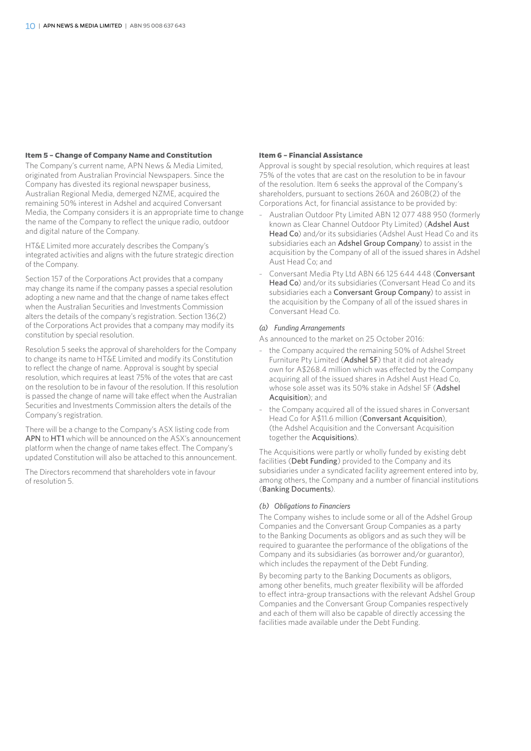### Item 5 – Change of Company Name and Constitution

The Company's current name, APN News & Media Limited, originated from Australian Provincial Newspapers. Since the Company has divested its regional newspaper business, Australian Regional Media, demerged NZME, acquired the remaining 50% interest in Adshel and acquired Conversant Media, the Company considers it is an appropriate time to change the name of the Company to reflect the unique radio, outdoor and digital nature of the Company.

HT&E Limited more accurately describes the Company's integrated activities and aligns with the future strategic direction of the Company.

Section 157 of the Corporations Act provides that a company may change its name if the company passes a special resolution adopting a new name and that the change of name takes effect when the Australian Securities and Investments Commission alters the details of the company's registration. Section 136(2) of the Corporations Act provides that a company may modify its constitution by special resolution.

Resolution 5 seeks the approval of shareholders for the Company to change its name to HT&E Limited and modify its Constitution to reflect the change of name. Approval is sought by special resolution, which requires at least 75% of the votes that are cast on the resolution to be in favour of the resolution. If this resolution is passed the change of name will take effect when the Australian Securities and Investments Commission alters the details of the Company's registration.

There will be a change to the Company's ASX listing code from **APN** to **HT1** which will be announced on the ASX's announcement platform when the change of name takes effect. The Company's updated Constitution will also be attached to this announcement.

The Directors recommend that shareholders vote in favour of resolution 5.

### Item 6 – Financial Assistance

Approval is sought by special resolution, which requires at least 75% of the votes that are cast on the resolution to be in favour of the resolution. Item 6 seeks the approval of the Company's shareholders, pursuant to sections 260A and 260B(2) of the Corporations Act, for financial assistance to be provided by:

- Australian Outdoor Pty Limited ABN 12 077 488 950 (formerly known as Clear Channel Outdoor Pty Limited) (**Adshel Aust Head Co**) and/or its subsidiaries (Adshel Aust Head Co and its subsidiaries each an **Adshel Group Company**) to assist in the acquisition by the Company of all of the issued shares in Adshel Aust Head Co; and
- Conversant Media Pty Ltd ABN 66 125 644 448 (**Conversant Head Co**) and/or its subsidiaries (Conversant Head Co and its subsidiaries each a **Conversant Group Company**) to assist in the acquisition by the Company of all of the issued shares in Conversant Head Co.

*(a) Funding Arrangements*

As announced to the market on 25 October 2016:

- the Company acquired the remaining 50% of Adshel Street Furniture Pty Limited (**Adshel SF**) that it did not already own for A$268.4 million which was effected by the Company acquiring all of the issued shares in Adshel Aust Head Co, whose sole asset was its 50% stake in Adshel SF (**Adshel Acquisition**); and
- the Company acquired all of the issued shares in Conversant Head Co for A$11.6 million (**Conversant Acquisition**), (the Adshel Acquisition and the Conversant Acquisition together the **Acquisitions**).

The Acquisitions were partly or wholly funded by existing debt facilities (**Debt Funding**) provided to the Company and its subsidiaries under a syndicated facility agreement entered into by, among others, the Company and a number of financial institutions (**Banking Documents**).

*(b) Obligations to Financiers*

The Company wishes to include some or all of the Adshel Group Companies and the Conversant Group Companies as a party to the Banking Documents as obligors and as such they will be required to guarantee the performance of the obligations of the Company and its subsidiaries (as borrower and/or guarantor), which includes the repayment of the Debt Funding.

By becoming party to the Banking Documents as obligors, among other benefits, much greater flexibility will be afforded to effect intra-group transactions with the relevant Adshel Group Companies and the Conversant Group Companies respectively and each of them will also be capable of directly accessing the facilities made available under the Debt Funding.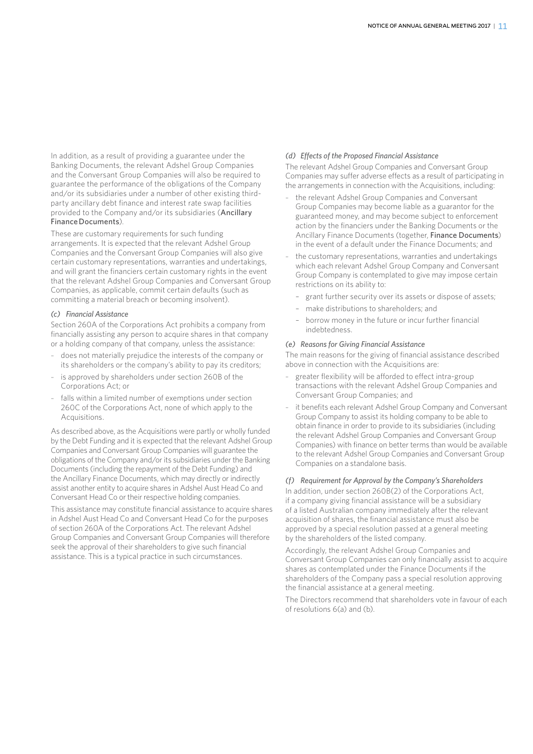In addition, as a result of providing a guarantee under the Banking Documents, the relevant Adshel Group Companies and the Conversant Group Companies will also be required to guarantee the performance of the obligations of the Company and/or its subsidiaries under a number of other existing third-party ancillary debt finance and interest rate swap facilities provided to the Company and/or its subsidiaries (**Ancillary Finance Documents**).

These are customary requirements for such funding arrangements. It is expected that the relevant Adshel Group Companies and the Conversant Group Companies will also give certain customary representations, warranties and undertakings, and will grant the financiers certain customary rights in the event that the relevant Adshel Group Companies and Conversant Group Companies, as applicable, commit certain defaults (such as committing a material breach or becoming insolvent).

*(c) Financial Assistance*

Section 260A of the Corporations Act prohibits a company from financially assisting any person to acquire shares in that company or a holding company of that company, unless the assistance:

- does not materially prejudice the interests of the company or its shareholders or the company's ability to pay its creditors;
- is approved by shareholders under section 260B of the Corporations Act; or
- falls within a limited number of exemptions under section 260C of the Corporations Act, none of which apply to the Acquisitions.

As described above, as the Acquisitions were partly or wholly funded by the Debt Funding and it is expected that the relevant Adshel Group Companies and Conversant Group Companies will guarantee the obligations of the Company and/or its subsidiaries under the Banking Documents (including the repayment of the Debt Funding) and the Ancillary Finance Documents, which may directly or indirectly assist another entity to acquire shares in Adshel Aust Head Co and Conversant Head Co or their respective holding companies.

This assistance may constitute financial assistance to acquire shares in Adshel Aust Head Co and Conversant Head Co for the purposes of section 260A of the Corporations Act. The relevant Adshel Group Companies and Conversant Group Companies will therefore seek the approval of their shareholders to give such financial assistance. This is a typical practice in such circumstances.

*(d) Effects of the Proposed Financial Assistance*

The relevant Adshel Group Companies and Conversant Group Companies may suffer adverse effects as a result of participating in the arrangements in connection with the Acquisitions, including:

- the relevant Adshel Group Companies and Conversant Group Companies may become liable as a guarantor for the guaranteed money, and may become subject to enforcement action by the financiers under the Banking Documents or the Ancillary Finance Documents (together, **Finance Documents**) in the event of a default under the Finance Documents; and
- the customary representations, warranties and undertakings which each relevant Adshel Group Company and Conversant Group Company is contemplated to give may impose certain restrictions on its ability to:
  - grant further security over its assets or dispose of assets;
  - make distributions to shareholders; and
  - borrow money in the future or incur further financial indebtedness.

*(e) Reasons for Giving Financial Assistance*

The main reasons for the giving of financial assistance described above in connection with the Acquisitions are:

- greater flexibility will be afforded to effect intra-group transactions with the relevant Adshel Group Companies and Conversant Group Companies; and
- it benefits each relevant Adshel Group Company and Conversant Group Company to assist its holding company to be able to obtain finance in order to provide to its subsidiaries (including the relevant Adshel Group Companies and Conversant Group Companies) with finance on better terms than would be available to the relevant Adshel Group Companies and Conversant Group Companies on a standalone basis.

*(f) Requirement for Approval by the Company's Shareholders*

In addition, under section 260B(2) of the Corporations Act, if a company giving financial assistance will be a subsidiary of a listed Australian company immediately after the relevant acquisition of shares, the financial assistance must also be approved by a special resolution passed at a general meeting by the shareholders of the listed company.

Accordingly, the relevant Adshel Group Companies and Conversant Group Companies can only financially assist to acquire shares as contemplated under the Finance Documents if the shareholders of the Company pass a special resolution approving the financial assistance at a general meeting.

The Directors recommend that shareholders vote in favour of each of resolutions 6(a) and (b).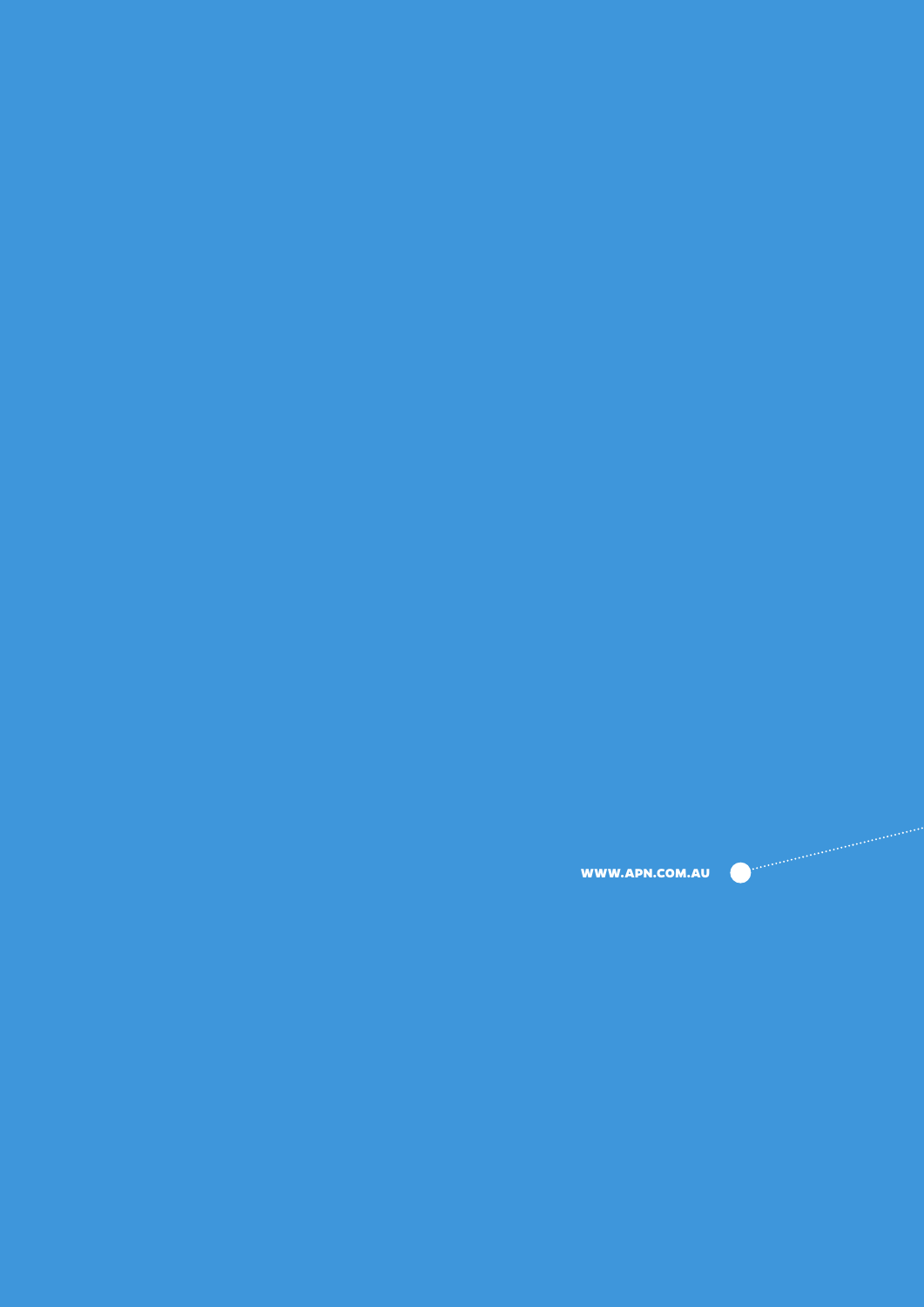WWW.APN.COM.AU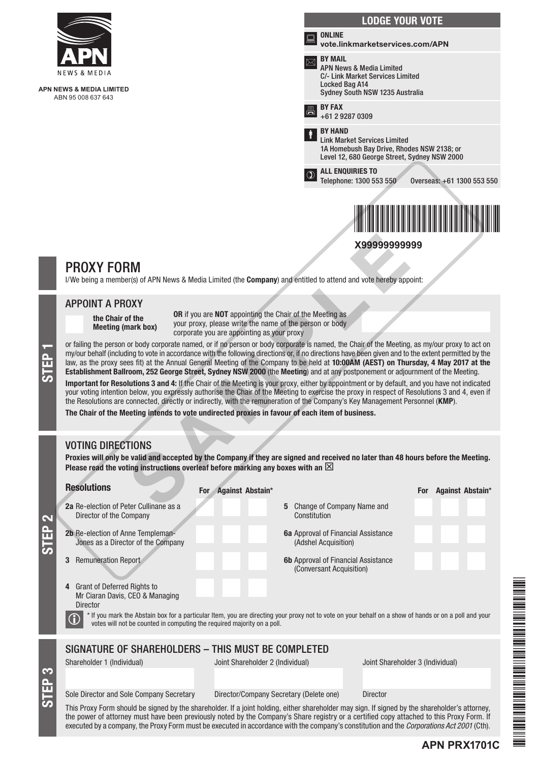APN NEWS & MEDIA LIMITED
ABN 95 008 637 643

## LODGE YOUR VOTE

**ONLINE**
**vote.linkmarketservices.com/APN**

**BY MAIL**
APN News & Media Limited
C/- Link Market Services Limited
Locked Bag A14
Sydney South NSW 1235 Australia

**BY FAX**
+61 2 9287 0309

**BY HAND**
Link Market Services Limited
1A Homebush Bay Drive, Rhodes NSW 2138; or
Level 12, 680 George Street, Sydney NSW 2000

**ALL ENQUIRIES TO**
Telephone: 1300 553 550 Overseas: +61 1300 553 550

**X99999999999**

# PROXY FORM

I/We being a member(s) of APN News & Media Limited (the **Company**) and entitled to attend and vote hereby appoint:

## STEP 1

### APPOINT A PROXY

**the Chair of the Meeting (mark box)**

**OR** if you are **NOT** appointing the Chair of the Meeting as your proxy, please write the name of the person or body corporate you are appointing as your proxy

or failing the person or body corporate named, or if no person or body corporate is named, the Chair of the Meeting, as my/our proxy to act on my/our behalf (including to vote in accordance with the following directions or, if no directions have been given and to the extent permitted by the law, as the proxy sees fit) at the Annual General Meeting of the Company to be held at **10:00AM (AEST) on Thursday, 4 May 2017 at the Establishment Ballroom, 252 George Street, Sydney NSW 2000** (the **Meeting**) and at any postponement or adjournment of the Meeting.

**Important for Resolutions 3 and 4:** If the Chair of the Meeting is your proxy, either by appointment or by default, and you have not indicated your voting intention below, you expressly authorise the Chair of the Meeting to exercise the proxy in respect of Resolutions 3 and 4, even if the Resolutions are connected, directly or indirectly, with the remuneration of the Company's Key Management Personnel (**KMP**).

**The Chair of the Meeting intends to vote undirected proxies in favour of each item of business.**

## STEP 2

### VOTING DIRECTIONS

**Proxies will only be valid and accepted by the Company if they are signed and received no later than 48 hours before the Meeting. Please read the voting instructions overleaf before marking any boxes with an ☒**

| Resolutions | For | Against | Abstain* |
|---|---|---|---|
| 2a Re-election of Peter Cullinane as a Director of the Company | | | |
| 2b Re-election of Anne Templeman-Jones as a Director of the Company | | | |
| 3 Remuneration Report | | | |
| 4 Grant of Deferred Rights to Mr Ciaran Davis, CEO & Managing Director | | | |
| 5 Change of Company Name and Constitution | | | |
| 6a Approval of Financial Assistance (Adshel Acquisition) | | | |
| 6b Approval of Financial Assistance (Conversant Acquisition) | | | |

\* If you mark the Abstain box for a particular Item, you are directing your proxy not to vote on your behalf on a show of hands or on a poll and your votes will not be counted in computing the required majority on a poll.

## STEP 3

### SIGNATURE OF SHAREHOLDERS – THIS MUST BE COMPLETED

| Shareholder 1 (Individual) | Joint Shareholder 2 (Individual) | Joint Shareholder 3 (Individual) |
|---|---|---|
| | | |
| Sole Director and Sole Company Secretary | Director/Company Secretary (Delete one) | Director |

This Proxy Form should be signed by the shareholder. If a joint holding, either shareholder may sign. If signed by the shareholder's attorney, the power of attorney must have been previously noted by the Company's Share registry or a certified copy attached to this Proxy Form. If executed by a company, the Proxy Form must be executed in accordance with the company's constitution and the *Corporations Act 2001* (Cth).

**APN PRX1701C**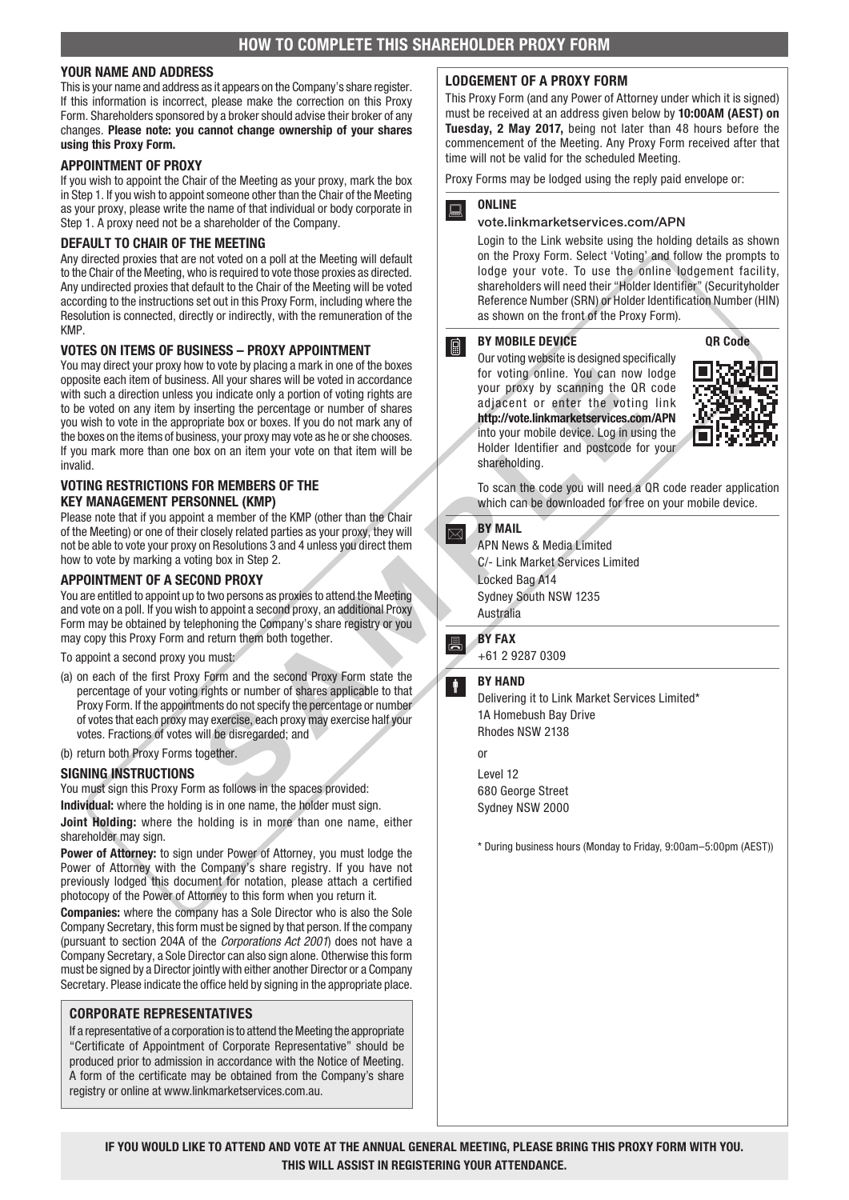# HOW TO COMPLETE THIS SHAREHOLDER PROXY FORM

### YOUR NAME AND ADDRESS

This is your name and address as it appears on the Company's share register. If this information is incorrect, please make the correction on this Proxy Form. Shareholders sponsored by a broker should advise their broker of any changes. **Please note: you cannot change ownership of your shares using this Proxy Form.**

### APPOINTMENT OF PROXY

If you wish to appoint the Chair of the Meeting as your proxy, mark the box in Step 1. If you wish to appoint someone other than the Chair of the Meeting as your proxy, please write the name of that individual or body corporate in Step 1. A proxy need not be a shareholder of the Company.

### DEFAULT TO CHAIR OF THE MEETING

Any directed proxies that are not voted on a poll at the Meeting will default to the Chair of the Meeting, who is required to vote those proxies as directed. Any undirected proxies that default to the Chair of the Meeting will be voted according to the instructions set out in this Proxy Form, including where the Resolution is connected, directly or indirectly, with the remuneration of the KMP.

### VOTES ON ITEMS OF BUSINESS – PROXY APPOINTMENT

You may direct your proxy how to vote by placing a mark in one of the boxes opposite each item of business. All your shares will be voted in accordance with such a direction unless you indicate only a portion of voting rights are to be voted on any item by inserting the percentage or number of shares you wish to vote in the appropriate box or boxes. If you do not mark any of the boxes on the items of business, your proxy may vote as he or she chooses. If you mark more than one box on an item your vote on that item will be invalid.

### VOTING RESTRICTIONS FOR MEMBERS OF THE KEY MANAGEMENT PERSONNEL (KMP)

Please note that if you appoint a member of the KMP (other than the Chair of the Meeting) or one of their closely related parties as your proxy, they will not be able to vote your proxy on Resolutions 3 and 4 unless you direct them how to vote by marking a voting box in Step 2.

### APPOINTMENT OF A SECOND PROXY

You are entitled to appoint up to two persons as proxies to attend the Meeting and vote on a poll. If you wish to appoint a second proxy, an additional Proxy Form may be obtained by telephoning the Company's share registry or you may copy this Proxy Form and return them both together.

To appoint a second proxy you must:

(a) on each of the first Proxy Form and the second Proxy Form state the percentage of your voting rights or number of shares applicable to that Proxy Form. If the appointments do not specify the percentage or number of votes that each proxy may exercise, each proxy may exercise half your votes. Fractions of votes will be disregarded; and

(b) return both Proxy Forms together.

### SIGNING INSTRUCTIONS

You must sign this Proxy Form as follows in the spaces provided:

**Individual:** where the holding is in one name, the holder must sign.

**Joint Holding:** where the holding is in more than one name, either shareholder may sign.

**Power of Attorney:** to sign under Power of Attorney, you must lodge the Power of Attorney with the Company's share registry. If you have not previously lodged this document for notation, please attach a certified photocopy of the Power of Attorney to this form when you return it.

**Companies:** where the company has a Sole Director who is also the Sole Company Secretary, this form must be signed by that person. If the company (pursuant to section 204A of the *Corporations Act 2001*) does not have a Company Secretary, a Sole Director can also sign alone. Otherwise this form must be signed by a Director jointly with either another Director or a Company Secretary. Please indicate the office held by signing in the appropriate place.

### CORPORATE REPRESENTATIVES

If a representative of a corporation is to attend the Meeting the appropriate "Certificate of Appointment of Corporate Representative" should be produced prior to admission in accordance with the Notice of Meeting. A form of the certificate may be obtained from the Company's share registry or online at www.linkmarketservices.com.au.

### LODGEMENT OF A PROXY FORM

This Proxy Form (and any Power of Attorney under which it is signed) must be received at an address given below by **10:00AM (AEST) on Tuesday, 2 May 2017,** being not later than 48 hours before the commencement of the Meeting. Any Proxy Form received after that time will not be valid for the scheduled Meeting.

Proxy Forms may be lodged using the reply paid envelope or:

**ONLINE**

vote.linkmarketservices.com/APN

Login to the Link website using the holding details as shown on the Proxy Form. Select 'Voting' and follow the prompts to lodge your vote. To use the online lodgement facility, shareholders will need their "Holder Identifier" (Securityholder Reference Number (SRN) or Holder Identification Number (HIN) as shown on the front of the Proxy Form).

**BY MOBILE DEVICE**

QR Code

Our voting website is designed specifically for voting online. You can now lodge your proxy by scanning the QR code adjacent or enter the voting link **http://vote.linkmarketservices.com/APN** into your mobile device. Log in using the Holder Identifier and postcode for your shareholding.

To scan the code you will need a QR code reader application which can be downloaded for free on your mobile device.

**BY MAIL**

APN News & Media Limited
C/- Link Market Services Limited
Locked Bag A14
Sydney South NSW 1235
Australia

**BY FAX**

+61 2 9287 0309

**BY HAND**

Delivering it to Link Market Services Limited*
1A Homebush Bay Drive
Rhodes NSW 2138

or

Level 12
680 George Street
Sydney NSW 2000

\* During business hours (Monday to Friday, 9:00am–5:00pm (AEST))

**IF YOU WOULD LIKE TO ATTEND AND VOTE AT THE ANNUAL GENERAL MEETING, PLEASE BRING THIS PROXY FORM WITH YOU. THIS WILL ASSIST IN REGISTERING YOUR ATTENDANCE.**